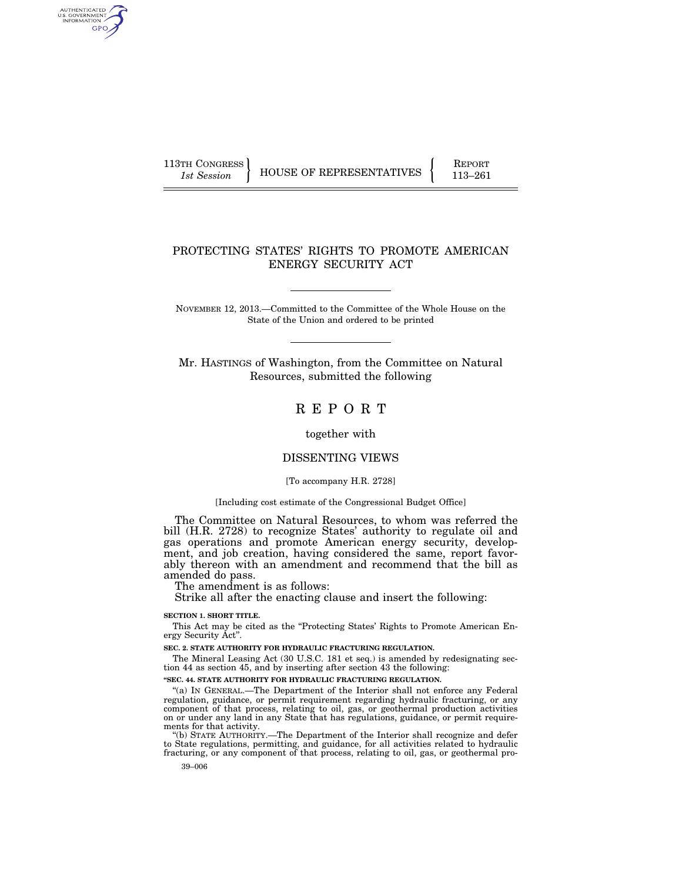113TH CONGRESS
*1st Session*

HOUSE OF REPRESENTATIVES

REPORT
113–261

# PROTECTING STATES' RIGHTS TO PROMOTE AMERICAN ENERGY SECURITY ACT

NOVEMBER 12, 2013.—Committed to the Committee of the Whole House on the State of the Union and ordered to be printed

Mr. HASTINGS of Washington, from the Committee on Natural Resources, submitted the following

# R E P O R T

together with

## DISSENTING VIEWS

[To accompany H.R. 2728]

[Including cost estimate of the Congressional Budget Office]

The Committee on Natural Resources, to whom was referred the bill (H.R. 2728) to recognize States' authority to regulate oil and gas operations and promote American energy security, development, and job creation, having considered the same, report favorably thereon with an amendment and recommend that the bill as amended do pass.

The amendment is as follows:

Strike all after the enacting clause and insert the following:

**SECTION 1. SHORT TITLE.**

This Act may be cited as the "Protecting States' Rights to Promote American Energy Security Act".

**SEC. 2. STATE AUTHORITY FOR HYDRAULIC FRACTURING REGULATION.**

The Mineral Leasing Act (30 U.S.C. 181 et seq.) is amended by redesignating section 44 as section 45, and by inserting after section 43 the following:

**"SEC. 44. STATE AUTHORITY FOR HYDRAULIC FRACTURING REGULATION.**

"(a) IN GENERAL.—The Department of the Interior shall not enforce any Federal regulation, guidance, or permit requirement regarding hydraulic fracturing, or any component of that process, relating to oil, gas, or geothermal production activities on or under any land in any State that has regulations, guidance, or permit requirements for that activity.

"(b) STATE AUTHORITY.—The Department of the Interior shall recognize and defer to State regulations, permitting, and guidance, for all activities related to hydraulic fracturing, or any component of that process, relating to oil, gas, or geothermal pro-

39–006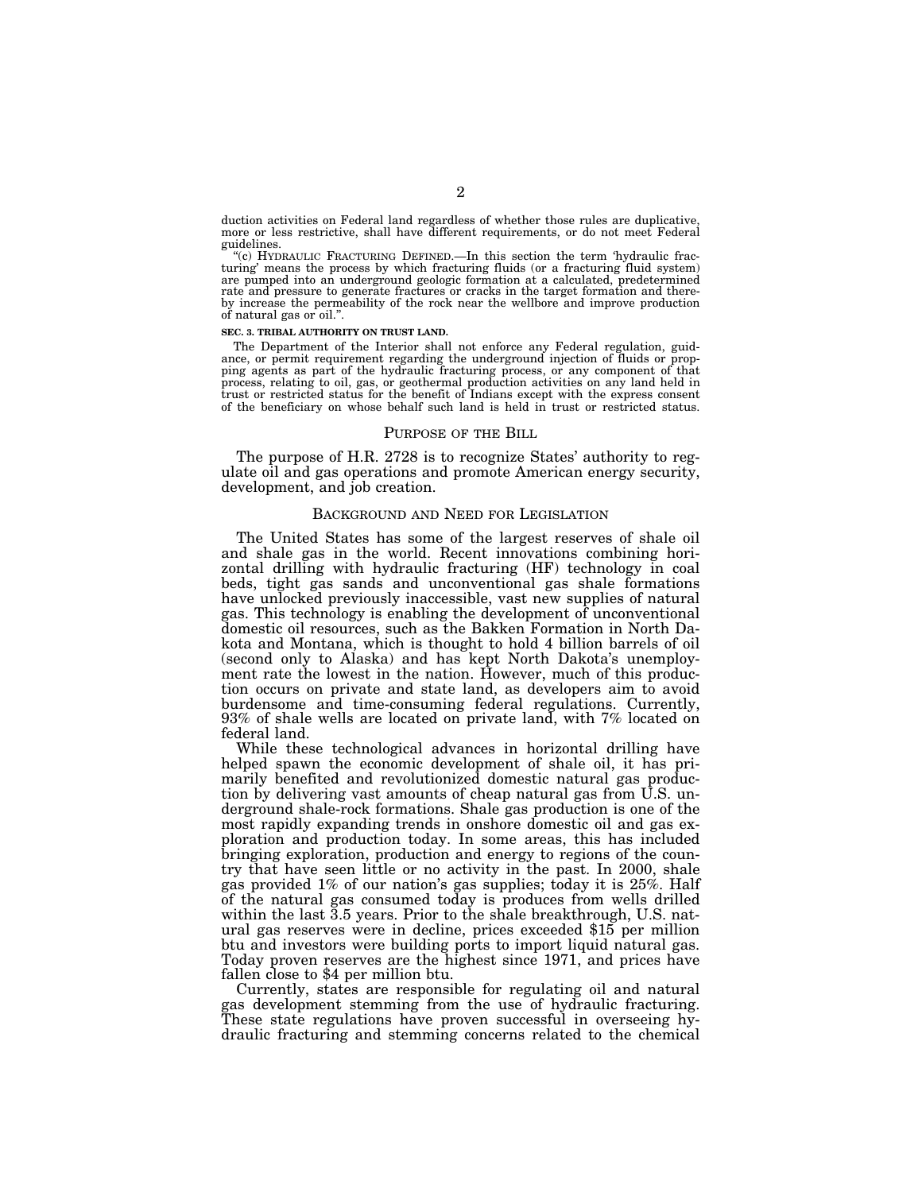duction activities on Federal land regardless of whether those rules are duplicative, more or less restrictive, shall have different requirements, or do not meet Federal guidelines.

"(c) HYDRAULIC FRACTURING DEFINED.—In this section the term 'hydraulic fracturing' means the process by which fracturing fluids (or a fracturing fluid system) are pumped into an underground geologic formation at a calculated, predetermined rate and pressure to generate fractures or cracks in the target formation and thereby increase the permeability of the rock near the wellbore and improve production of natural gas or oil.".

**SEC. 3. TRIBAL AUTHORITY ON TRUST LAND.**

The Department of the Interior shall not enforce any Federal regulation, guidance, or permit requirement regarding the underground injection of fluids or propping agents as part of the hydraulic fracturing process, or any component of that process, relating to oil, gas, or geothermal production activities on any land held in trust or restricted status for the benefit of Indians except with the express consent of the beneficiary on whose behalf such land is held in trust or restricted status.

## PURPOSE OF THE BILL

The purpose of H.R. 2728 is to recognize States' authority to regulate oil and gas operations and promote American energy security, development, and job creation.

## BACKGROUND AND NEED FOR LEGISLATION

The United States has some of the largest reserves of shale oil and shale gas in the world. Recent innovations combining horizontal drilling with hydraulic fracturing (HF) technology in coal beds, tight gas sands and unconventional gas shale formations have unlocked previously inaccessible, vast new supplies of natural gas. This technology is enabling the development of unconventional domestic oil resources, such as the Bakken Formation in North Dakota and Montana, which is thought to hold 4 billion barrels of oil (second only to Alaska) and has kept North Dakota's unemployment rate the lowest in the nation. However, much of this production occurs on private and state land, as developers aim to avoid burdensome and time-consuming federal regulations. Currently, 93% of shale wells are located on private land, with 7% located on federal land.

While these technological advances in horizontal drilling have helped spawn the economic development of shale oil, it has primarily benefited and revolutionized domestic natural gas production by delivering vast amounts of cheap natural gas from U.S. underground shale-rock formations. Shale gas production is one of the most rapidly expanding trends in onshore domestic oil and gas exploration and production today. In some areas, this has included bringing exploration, production and energy to regions of the country that have seen little or no activity in the past. In 2000, shale gas provided 1% of our nation's gas supplies; today it is 25%. Half of the natural gas consumed today is produces from wells drilled within the last 3.5 years. Prior to the shale breakthrough, U.S. natural gas reserves were in decline, prices exceeded $15 per million btu and investors were building ports to import liquid natural gas. Today proven reserves are the highest since 1971, and prices have fallen close to $4 per million btu.

Currently, states are responsible for regulating oil and natural gas development stemming from the use of hydraulic fracturing. These state regulations have proven successful in overseeing hydraulic fracturing and stemming concerns related to the chemical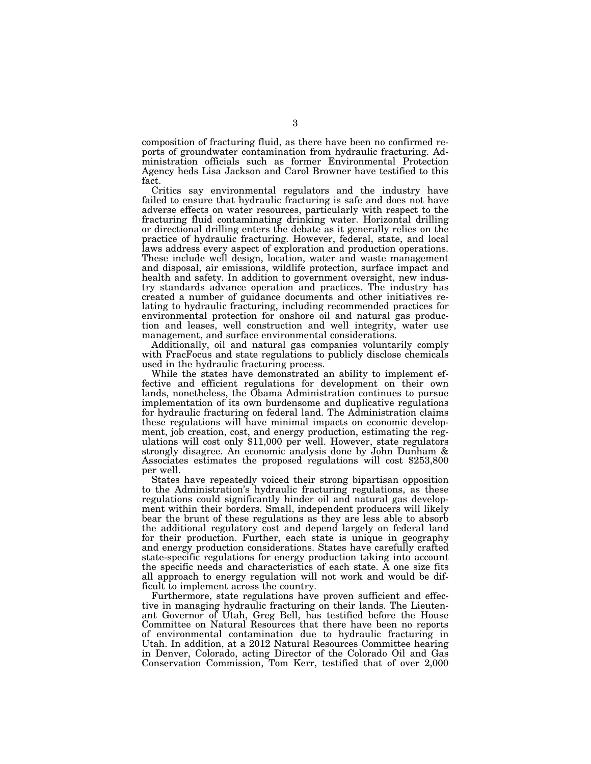composition of fracturing fluid, as there have been no confirmed reports of groundwater contamination from hydraulic fracturing. Administration officials such as former Environmental Protection Agency heds Lisa Jackson and Carol Browner have testified to this fact.

Critics say environmental regulators and the industry have failed to ensure that hydraulic fracturing is safe and does not have adverse effects on water resources, particularly with respect to the fracturing fluid contaminating drinking water. Horizontal drilling or directional drilling enters the debate as it generally relies on the practice of hydraulic fracturing. However, federal, state, and local laws address every aspect of exploration and production operations. These include well design, location, water and waste management and disposal, air emissions, wildlife protection, surface impact and health and safety. In addition to government oversight, new industry standards advance operation and practices. The industry has created a number of guidance documents and other initiatives relating to hydraulic fracturing, including recommended practices for environmental protection for onshore oil and natural gas production and leases, well construction and well integrity, water use management, and surface environmental considerations.

Additionally, oil and natural gas companies voluntarily comply with FracFocus and state regulations to publicly disclose chemicals used in the hydraulic fracturing process.

While the states have demonstrated an ability to implement effective and efficient regulations for development on their own lands, nonetheless, the Obama Administration continues to pursue implementation of its own burdensome and duplicative regulations for hydraulic fracturing on federal land. The Administration claims these regulations will have minimal impacts on economic development, job creation, cost, and energy production, estimating the regulations will cost only $11,000 per well. However, state regulators strongly disagree. An economic analysis done by John Dunham & Associates estimates the proposed regulations will cost $253,800 per well.

States have repeatedly voiced their strong bipartisan opposition to the Administration's hydraulic fracturing regulations, as these regulations could significantly hinder oil and natural gas development within their borders. Small, independent producers will likely bear the brunt of these regulations as they are less able to absorb the additional regulatory cost and depend largely on federal land for their production. Further, each state is unique in geography and energy production considerations. States have carefully crafted state-specific regulations for energy production taking into account the specific needs and characteristics of each state. A one size fits all approach to energy regulation will not work and would be difficult to implement across the country.

Furthermore, state regulations have proven sufficient and effective in managing hydraulic fracturing on their lands. The Lieutenant Governor of Utah, Greg Bell, has testified before the House Committee on Natural Resources that there have been no reports of environmental contamination due to hydraulic fracturing in Utah. In addition, at a 2012 Natural Resources Committee hearing in Denver, Colorado, acting Director of the Colorado Oil and Gas Conservation Commission, Tom Kerr, testified that of over 2,000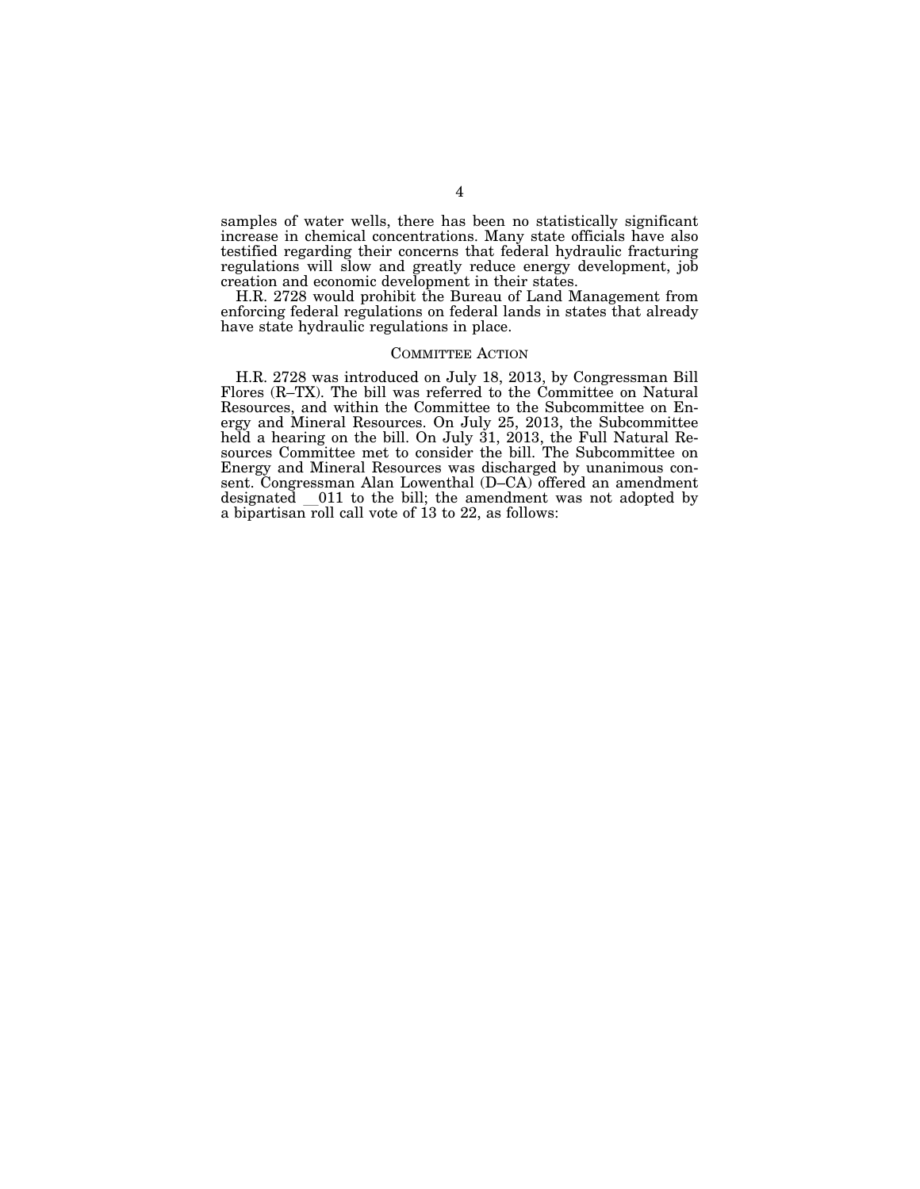samples of water wells, there has been no statistically significant increase in chemical concentrations. Many state officials have also testified regarding their concerns that federal hydraulic fracturing regulations will slow and greatly reduce energy development, job creation and economic development in their states.

H.R. 2728 would prohibit the Bureau of Land Management from enforcing federal regulations on federal lands in states that already have state hydraulic regulations in place.

## COMMITTEE ACTION

H.R. 2728 was introduced on July 18, 2013, by Congressman Bill Flores (R–TX). The bill was referred to the Committee on Natural Resources, and within the Committee to the Subcommittee on Energy and Mineral Resources. On July 25, 2013, the Subcommittee held a hearing on the bill. On July 31, 2013, the Full Natural Resources Committee met to consider the bill. The Subcommittee on Energy and Mineral Resources was discharged by unanimous consent. Congressman Alan Lowenthal (D–CA) offered an amendment designated __011 to the bill; the amendment was not adopted by a bipartisan roll call vote of 13 to 22, as follows: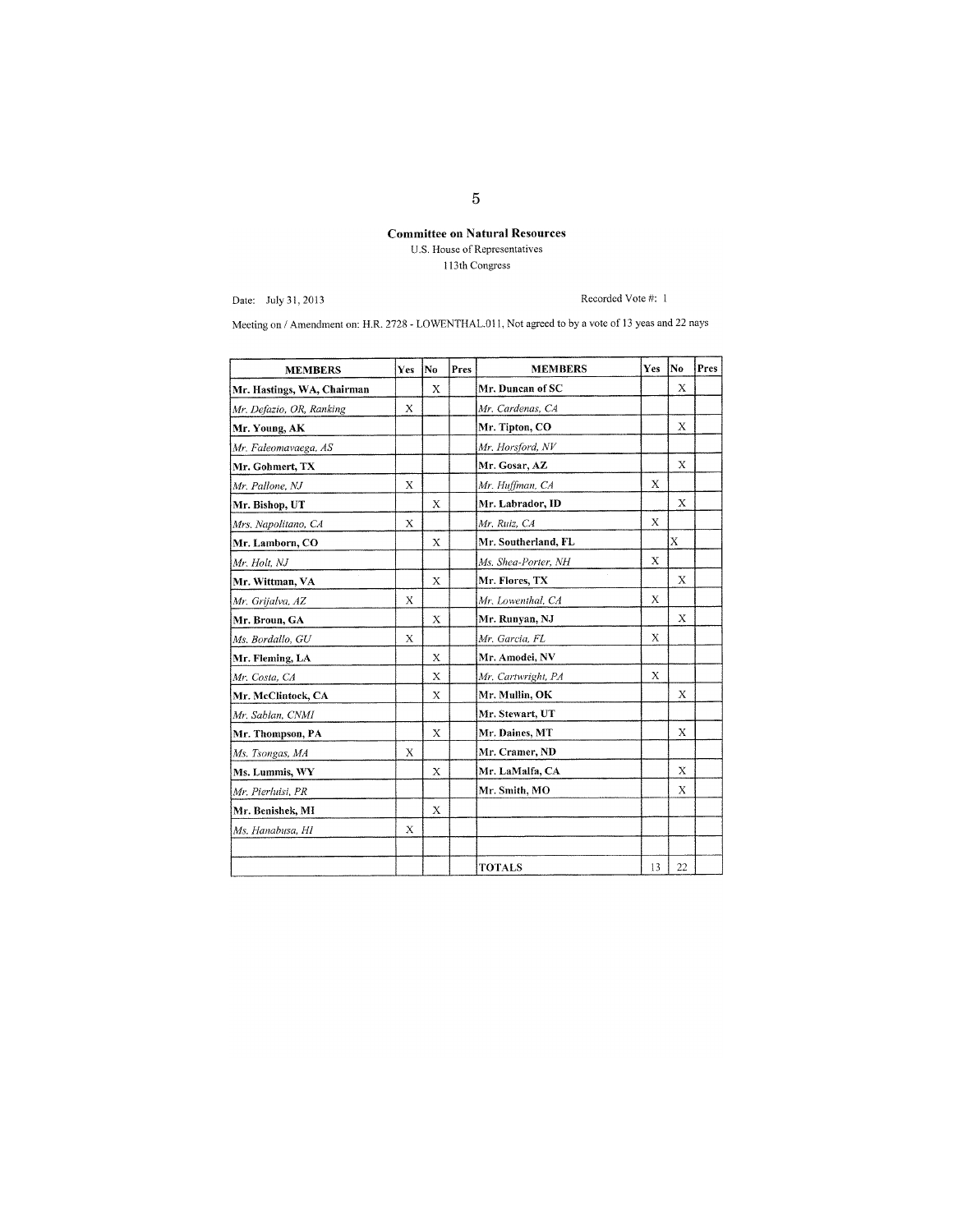**Committee on Natural Resources**

U.S. House of Representatives

113th Congress

Date: July 31, 2013

Recorded Vote #: 1

Meeting on / Amendment on: H.R. 2728 - LOWENTHAL.011, Not agreed to by a vote of 13 yeas and 22 nays

| MEMBERS | Yes | No | Pres | MEMBERS | Yes | No | Pres |
|---|---|---|---|---|---|---|---|
| **Mr. Hastings, WA, Chairman** | | X | | **Mr. Duncan of SC** | | X | |
| *Mr. Defazio, OR, Ranking* | X | | | *Mr. Cardenas, CA* | | | |
| **Mr. Young, AK** | | | | **Mr. Tipton, CO** | | X | |
| *Mr. Faleomavaega, AS* | | | | *Mr. Horsford, NV* | | | |
| **Mr. Gohmert, TX** | | | | **Mr. Gosar, AZ** | | X | |
| *Mr. Pallone, NJ* | X | | | *Mr. Huffman, CA* | X | | |
| **Mr. Bishop, UT** | | X | | **Mr. Labrador, ID** | | X | |
| *Mrs. Napolitano, CA* | X | | | *Mr. Ruiz, CA* | X | | |
| **Mr. Lamborn, CO** | | X | | **Mr. Southerland, FL** | | X | |
| *Mr. Holt, NJ* | | | | *Ms. Shea-Porter, NH* | X | | |
| **Mr. Wittman, VA** | | X | | **Mr. Flores, TX** | | X | |
| *Mr. Grijalva, AZ* | X | | | *Mr. Lowenthal, CA* | X | | |
| **Mr. Broun, GA** | | X | | **Mr. Runyan, NJ** | | X | |
| *Ms. Bordallo, GU* | X | | | *Mr. Garcia, FL* | X | | |
| **Mr. Fleming, LA** | | X | | **Mr. Amodei, NV** | | | |
| *Mr. Costa, CA* | | X | | *Mr. Cartwright, PA* | X | | |
| **Mr. McClintock, CA** | | X | | **Mr. Mullin, OK** | | X | |
| *Mr. Sablan, CNMI* | | | | **Mr. Stewart, UT** | | | |
| **Mr. Thompson, PA** | | X | | **Mr. Daines, MT** | | X | |
| *Ms. Tsongas, MA* | X | | | **Mr. Cramer, ND** | | | |
| **Ms. Lummis, WY** | | X | | **Mr. LaMalfa, CA** | | X | |
| *Mr. Pierluisi, PR* | | | | **Mr. Smith, MO** | | X | |
| **Mr. Benishek, MI** | | X | | | | | |
| *Ms. Hanabusa, HI* | X | | | | | | |
| | | | | | | | |
| | | | | **TOTALS** | 13 | 22 | |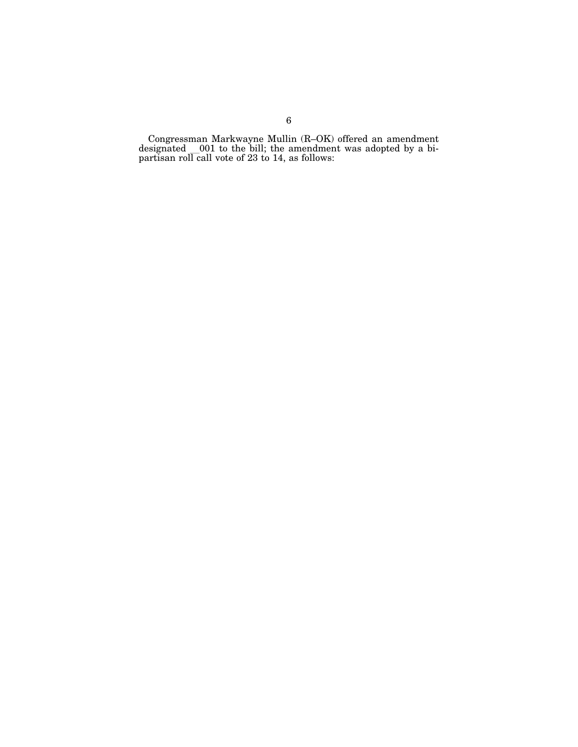Congressman Markwayne Mullin (R–OK) offered an amendment designated __001 to the bill; the amendment was adopted by a bipartisan roll call vote of 23 to 14, as follows: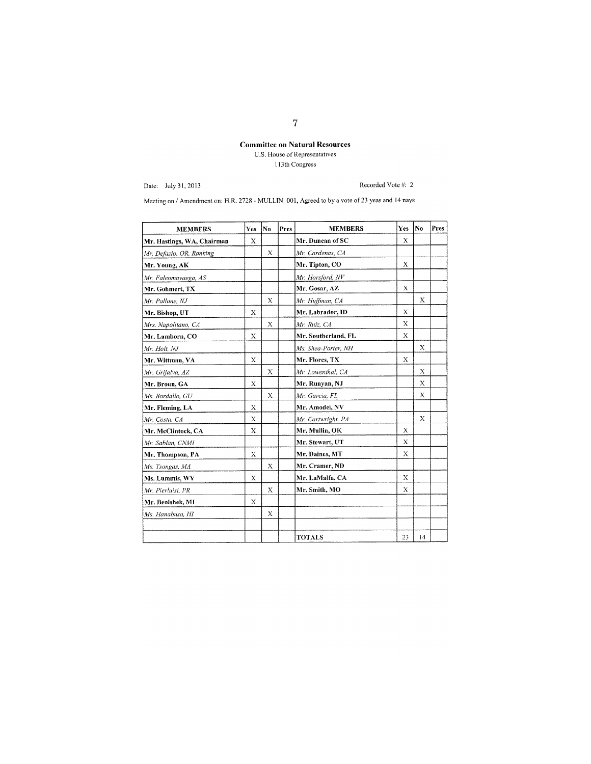**Committee on Natural Resources**

U.S. House of Representatives

113th Congress

Date: July 31, 2013

Recorded Vote #: 2

Meeting on / Amendment on: H.R. 2728 - MULLIN_001, Agreed to by a vote of 23 yeas and 14 nays

| MEMBERS | Yes | No | Pres | MEMBERS | Yes | No | Pres |
|---|---|---|---|---|---|---|---|
| **Mr. Hastings, WA, Chairman** | X | | | **Mr. Duncan of SC** | X | | |
| *Mr. Defazio, OR, Ranking* | | X | | *Mr. Cardenas, CA* | | | |
| **Mr. Young, AK** | | | | **Mr. Tipton, CO** | X | | |
| *Mr. Faleomavaega, AS* | | | | *Mr. Horsford, NV* | | | |
| **Mr. Gohmert, TX** | | | | **Mr. Gosar, AZ** | X | | |
| *Mr. Pallone, NJ* | | X | | *Mr. Huffman, CA* | | X | |
| **Mr. Bishop, UT** | X | | | **Mr. Labrador, ID** | X | | |
| *Mrs. Napolitano, CA* | | X | | *Mr. Ruiz, CA* | X | | |
| **Mr. Lamborn, CO** | X | | | **Mr. Southerland, FL** | X | | |
| *Mr. Holt, NJ* | | | | *Ms. Shea-Porter, NH* | | X | |
| **Mr. Wittman, VA** | X | | | **Mr. Flores, TX** | X | | |
| *Mr. Grijalva, AZ* | | X | | *Mr. Lowenthal, CA* | | X | |
| **Mr. Broun, GA** | X | | | **Mr. Runyan, NJ** | | X | |
| *Ms. Bordallo, GU* | | X | | *Mr. Garcia, FL* | | X | |
| **Mr. Fleming, LA** | X | | | **Mr. Amodei, NV** | | | |
| *Mr. Costa, CA* | X | | | *Mr. Cartwright, PA* | | X | |
| **Mr. McClintock, CA** | X | | | **Mr. Mullin, OK** | X | | |
| *Mr. Sablan, CNMI* | | | | **Mr. Stewart, UT** | X | | |
| **Mr. Thompson, PA** | X | | | **Mr. Daines, MT** | X | | |
| *Ms. Tsongas, MA* | | X | | **Mr. Cramer, ND** | | | |
| **Ms. Lummis, WY** | X | | | **Mr. LaMalfa, CA** | X | | |
| *Mr. Pierluisi, PR* | | X | | **Mr. Smith, MO** | X | | |
| **Mr. Benishek, MI** | X | | | | | | |
| *Ms. Hanabusa, HI* | | X | | | | | |
| | | | | | | | |
| | | | | **TOTALS** | 23 | 14 | |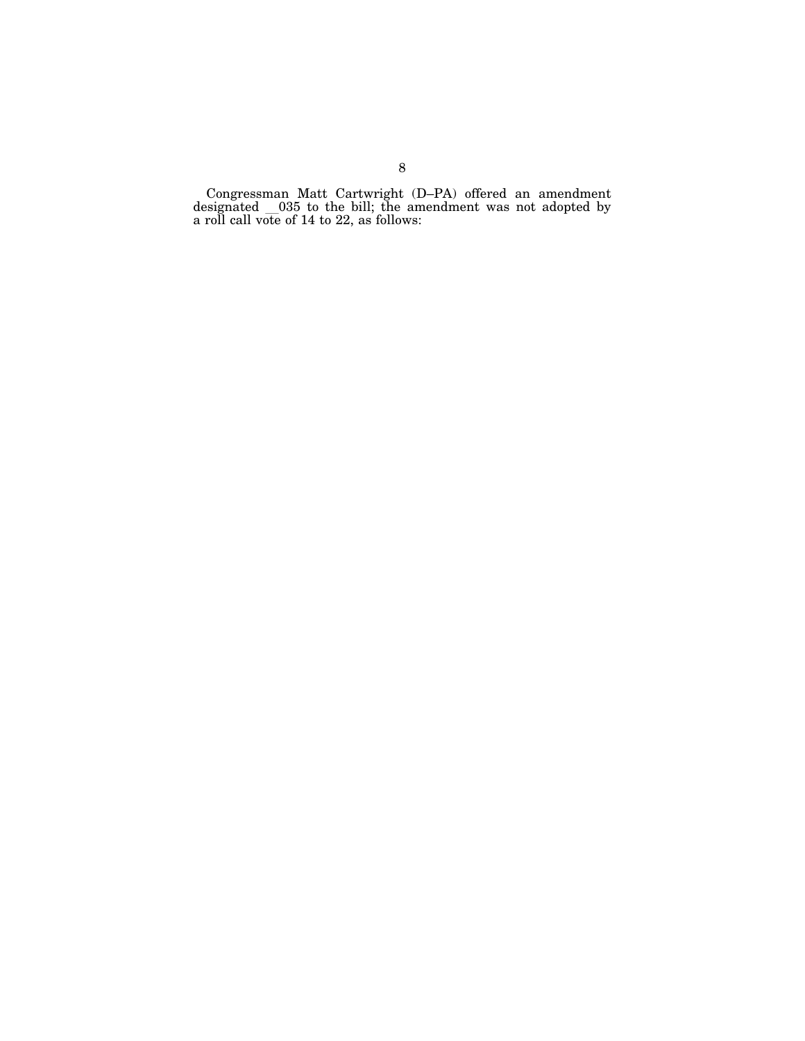Congressman Matt Cartwright (D–PA) offered an amendment designated __035 to the bill; the amendment was not adopted by a roll call vote of 14 to 22, as follows: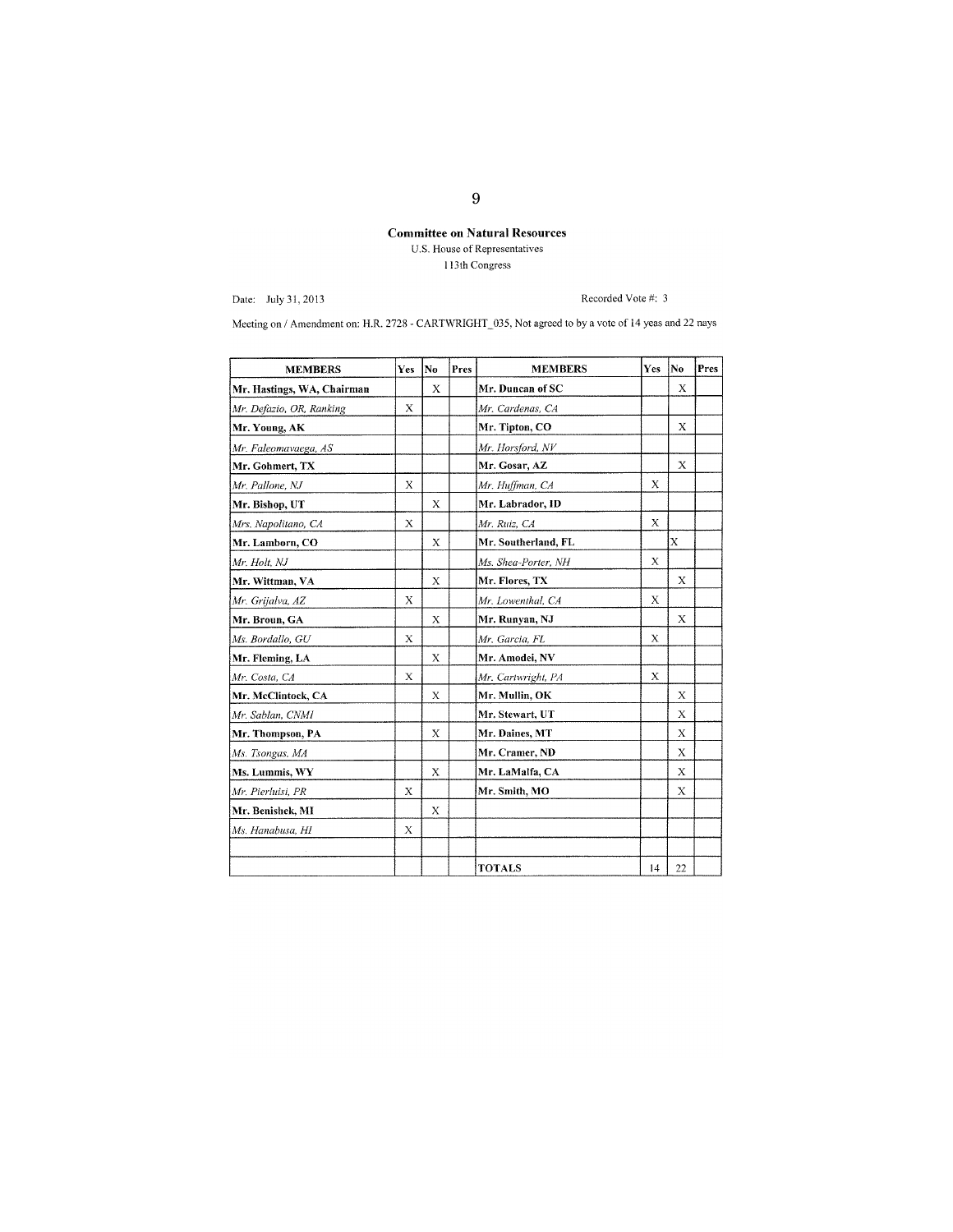**Committee on Natural Resources**

U.S. House of Representatives

113th Congress

Date: July 31, 2013

Recorded Vote #: 3

Meeting on / Amendment on: H.R. 2728 - CARTWRIGHT_035, Not agreed to by a vote of 14 yeas and 22 nays

| MEMBERS | Yes | No | Pres | MEMBERS | Yes | No | Pres |
|---|---|---|---|---|---|---|---|
| **Mr. Hastings, WA, Chairman** | | X | | **Mr. Duncan of SC** | | X | |
| *Mr. Defazio, OR, Ranking* | X | | | *Mr. Cardenas, CA* | | | |
| **Mr. Young, AK** | | | | **Mr. Tipton, CO** | | X | |
| *Mr. Faleomavaega, AS* | | | | *Mr. Horsford, NV* | | | |
| **Mr. Gohmert, TX** | | | | **Mr. Gosar, AZ** | | X | |
| *Mr. Pallone, NJ* | X | | | *Mr. Huffman, CA* | X | | |
| **Mr. Bishop, UT** | | X | | **Mr. Labrador, ID** | | | |
| *Mrs. Napolitano, CA* | X | | | *Mr. Ruiz, CA* | X | | |
| **Mr. Lamborn, CO** | | X | | **Mr. Southerland, FL** | | X | |
| *Mr. Holt, NJ* | | | | *Ms. Shea-Porter, NH* | X | | |
| **Mr. Wittman, VA** | | X | | **Mr. Flores, TX** | | X | |
| *Mr. Grijalva, AZ* | X | | | *Mr. Lowenthal, CA* | X | | |
| **Mr. Broun, GA** | | X | | **Mr. Runyan, NJ** | | X | |
| *Ms. Bordallo, GU* | X | | | *Mr. Garcia, FL* | X | | |
| **Mr. Fleming, LA** | | X | | **Mr. Amodei, NV** | | | |
| *Mr. Costa, CA* | X | | | *Mr. Cartwright, PA* | X | | |
| **Mr. McClintock, CA** | | X | | **Mr. Mullin, OK** | | X | |
| *Mr. Sablan, CNMI* | | | | **Mr. Stewart, UT** | | X | |
| **Mr. Thompson, PA** | | X | | **Mr. Daines, MT** | | X | |
| *Ms. Tsongas, MA* | | | | **Mr. Cramer, ND** | | X | |
| **Ms. Lummis, WY** | | X | | **Mr. LaMalfa, CA** | | X | |
| *Mr. Pierluisi, PR* | X | | | **Mr. Smith, MO** | | X | |
| **Mr. Benishek, MI** | | X | | | | | |
| *Ms. Hanabusa, HI* | X | | | | | | |
| | | | | | | | |
| | | | | **TOTALS** | 14 | 22 | |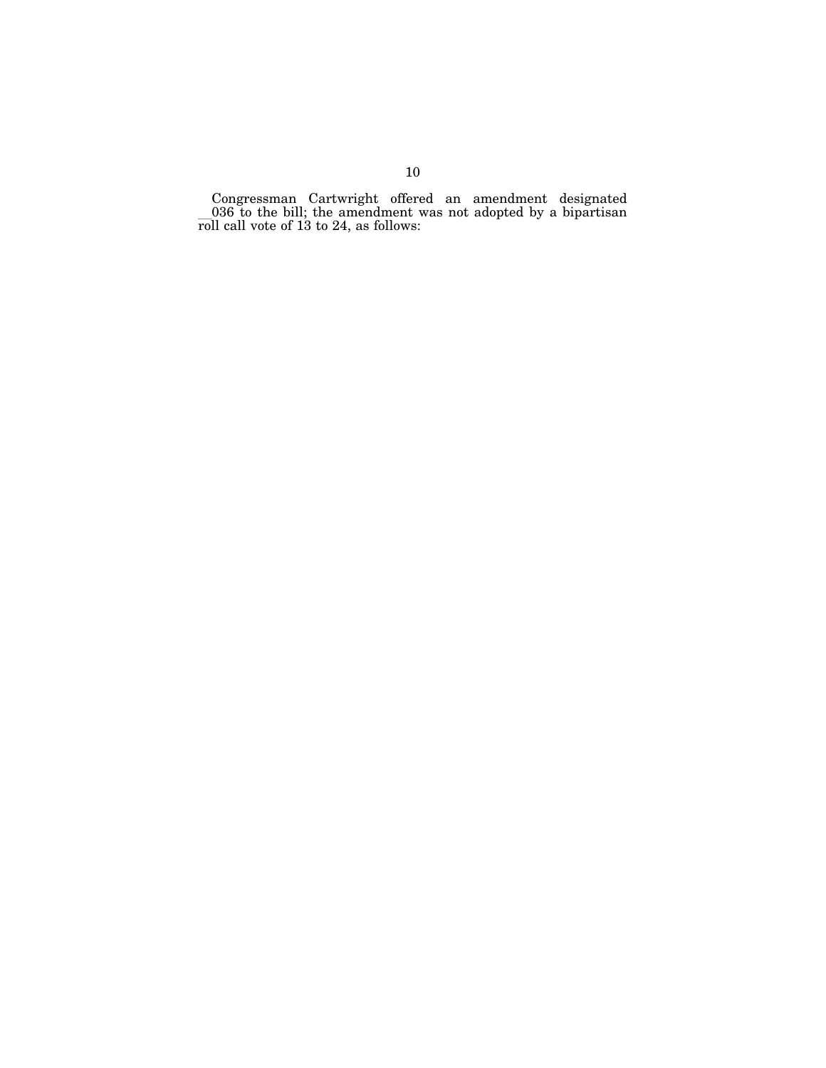Congressman Cartwright offered an amendment designated __036 to the bill; the amendment was not adopted by a bipartisan roll call vote of 13 to 24, as follows: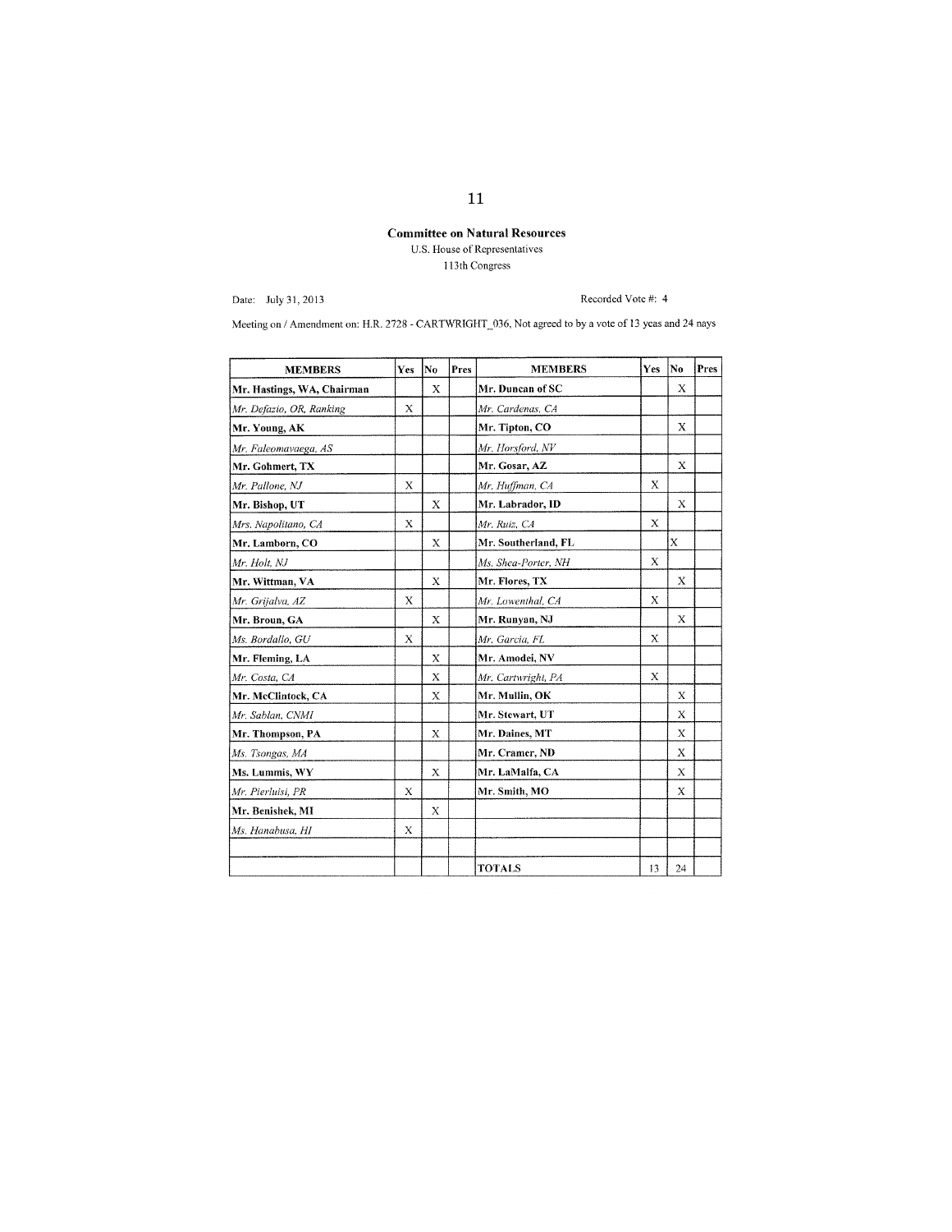**Committee on Natural Resources**

U.S. House of Representatives

113th Congress

Date: July 31, 2013

Recorded Vote #: 4

Meeting on / Amendment on: H.R. 2728 - CARTWRIGHT_036, Not agreed to by a vote of 13 yeas and 24 nays

| MEMBERS | Yes | No | Pres | MEMBERS | Yes | No | Pres |
|---|---|---|---|---|---|---|---|
| **Mr. Hastings, WA, Chairman** | | X | | **Mr. Duncan of SC** | | X | |
| *Mr. Defazio, OR, Ranking* | X | | | *Mr. Cardenas, CA* | | | |
| **Mr. Young, AK** | | | | **Mr. Tipton, CO** | | X | |
| *Mr. Faleomavaega, AS* | | | | *Mr. Horsford, NV* | | | |
| **Mr. Gohmert, TX** | | | | **Mr. Gosar, AZ** | | X | |
| *Mr. Pallone, NJ* | X | | | *Mr. Huffman, CA* | X | | |
| **Mr. Bishop, UT** | | X | | **Mr. Labrador, ID** | | X | |
| *Mrs. Napolitano, CA* | X | | | *Mr. Ruiz, CA* | X | | |
| **Mr. Lamborn, CO** | | X | | **Mr. Southerland, FL** | | X | |
| *Mr. Holt, NJ* | | | | *Ms. Shea-Porter, NH* | X | | |
| **Mr. Wittman, VA** | | X | | **Mr. Flores, TX** | | X | |
| *Mr. Grijalva, AZ* | X | | | *Mr. Lowenthal, CA* | X | | |
| **Mr. Broun, GA** | | X | | **Mr. Runyan, NJ** | | X | |
| *Ms. Bordallo, GU* | X | | | *Mr. Garcia, FL* | X | | |
| **Mr. Fleming, LA** | | X | | **Mr. Amodei, NV** | | | |
| *Mr. Costa, CA* | | X | | *Mr. Cartwright, PA* | X | | |
| **Mr. McClintock, CA** | | X | | **Mr. Mullin, OK** | | X | |
| *Mr. Sablan, CNMI* | | | | **Mr. Stewart, UT** | | X | |
| **Mr. Thompson, PA** | | X | | **Mr. Daines, MT** | | X | |
| *Ms. Tsongas, MA* | | | | **Mr. Cramer, ND** | | X | |
| **Ms. Lummis, WY** | | X | | **Mr. LaMalfa, CA** | | X | |
| *Mr. Pierluisi, PR* | X | | | **Mr. Smith, MO** | | X | |
| **Mr. Benishek, MI** | | X | | | | | |
| *Ms. Hanabusa, HI* | X | | | | | | |
| | | | | | | | |
| | | | | **TOTALS** | 13 | 24 | |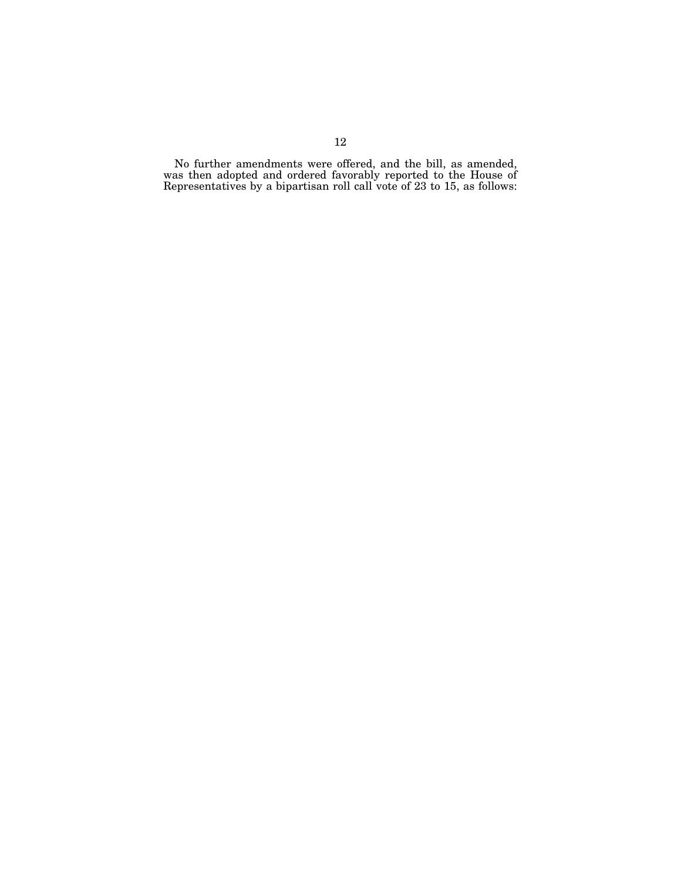No further amendments were offered, and the bill, as amended, was then adopted and ordered favorably reported to the House of Representatives by a bipartisan roll call vote of 23 to 15, as follows: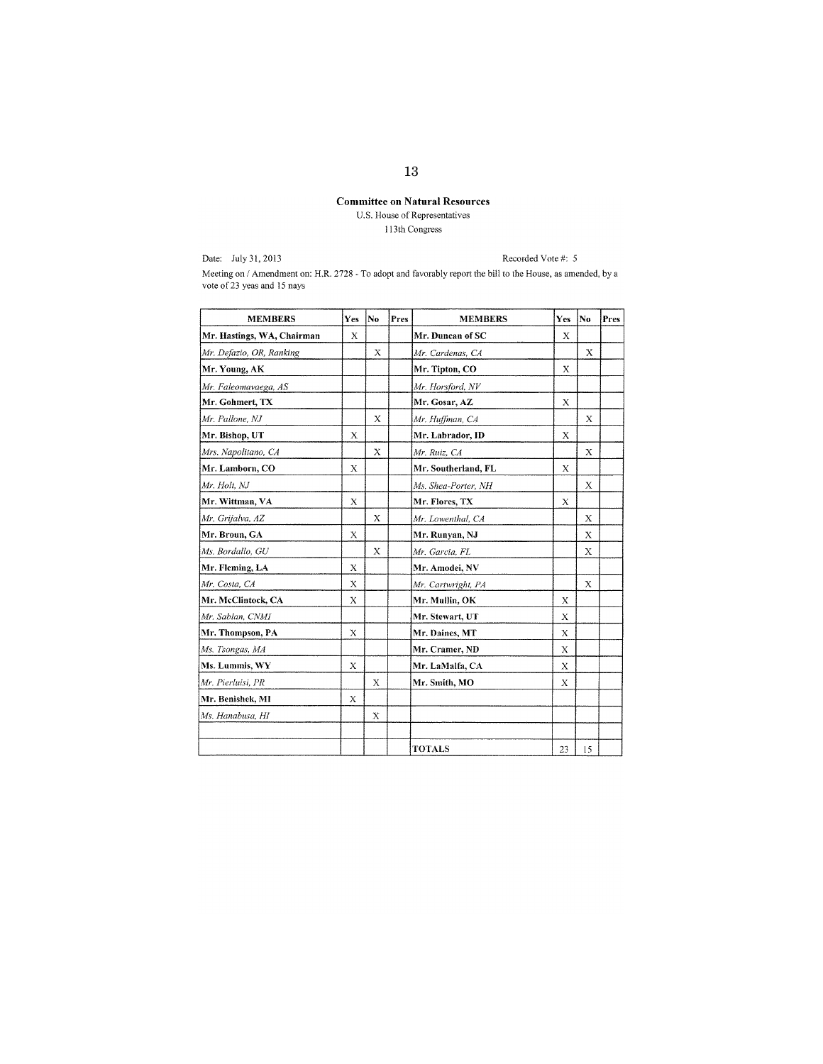**Committee on Natural Resources**

U.S. House of Representatives

113th Congress

Date: July 31, 2013

Recorded Vote #: 5

Meeting on / Amendment on: H.R. 2728 - To adopt and favorably report the bill to the House, as amended, by a vote of 23 yeas and 15 nays

| MEMBERS | Yes | No | Pres | MEMBERS | Yes | No | Pres |
|---|---|---|---|---|---|---|---|
| **Mr. Hastings, WA, Chairman** | X | | | **Mr. Duncan of SC** | X | | |
| *Mr. Defazio, OR, Ranking* | | X | | *Mr. Cardenas, CA* | | X | |
| **Mr. Young, AK** | | | | **Mr. Tipton, CO** | X | | |
| *Mr. Faleomavaega, AS* | | | | *Mr. Horsford, NV* | | | |
| **Mr. Gohmert, TX** | | | | **Mr. Gosar, AZ** | X | | |
| *Mr. Pallone, NJ* | | X | | *Mr. Huffman, CA* | | X | |
| **Mr. Bishop, UT** | X | | | **Mr. Labrador, ID** | X | | |
| *Mrs. Napolitano, CA* | | X | | *Mr. Ruiz, CA* | | X | |
| **Mr. Lamborn, CO** | X | | | **Mr. Southerland, FL** | X | | |
| *Mr. Holt, NJ* | | | | *Ms. Shea-Porter, NH* | | X | |
| **Mr. Wittman, VA** | X | | | **Mr. Flores, TX** | X | | |
| *Mr. Grijalva, AZ* | | X | | *Mr. Lowenthal, CA* | | X | |
| **Mr. Broun, GA** | X | | | **Mr. Runyan, NJ** | | X | |
| *Ms. Bordallo, GU* | | X | | *Mr. Garcia, FL* | | X | |
| **Mr. Fleming, LA** | X | | | **Mr. Amodei, NV** | | | |
| *Mr. Costa, CA* | X | | | *Mr. Cartwright, PA* | | X | |
| **Mr. McClintock, CA** | X | | | **Mr. Mullin, OK** | X | | |
| *Mr. Sablan, CNMI* | | | | **Mr. Stewart, UT** | X | | |
| **Mr. Thompson, PA** | X | | | **Mr. Daines, MT** | X | | |
| *Ms. Tsongas, MA* | | | | **Mr. Cramer, ND** | X | | |
| **Ms. Lummis, WY** | X | | | **Mr. LaMalfa, CA** | X | | |
| *Mr. Pierluisi, PR* | | X | | **Mr. Smith, MO** | X | | |
| **Mr. Benishek, MI** | X | | | | | | |
| *Ms. Hanabusa, HI* | | X | | | | | |
| | | | | | | | |
| | | | | **TOTALS** | 23 | 15 | |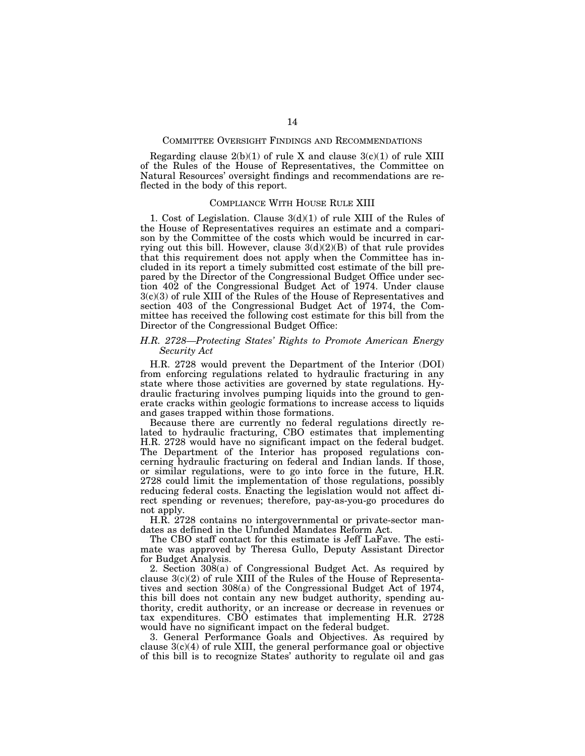## Committee Oversight Findings and Recommendations

Regarding clause 2(b)(1) of rule X and clause 3(c)(1) of rule XIII of the Rules of the House of Representatives, the Committee on Natural Resources' oversight findings and recommendations are reflected in the body of this report.

## Compliance With House Rule XIII

1. Cost of Legislation. Clause 3(d)(1) of rule XIII of the Rules of the House of Representatives requires an estimate and a comparison by the Committee of the costs which would be incurred in carrying out this bill. However, clause 3(d)(2)(B) of that rule provides that this requirement does not apply when the Committee has included in its report a timely submitted cost estimate of the bill prepared by the Director of the Congressional Budget Office under section 402 of the Congressional Budget Act of 1974. Under clause 3(c)(3) of rule XIII of the Rules of the House of Representatives and section 403 of the Congressional Budget Act of 1974, the Committee has received the following cost estimate for this bill from the Director of the Congressional Budget Office:

### *H.R. 2728—Protecting States' Rights to Promote American Energy Security Act*

H.R. 2728 would prevent the Department of the Interior (DOI) from enforcing regulations related to hydraulic fracturing in any state where those activities are governed by state regulations. Hydraulic fracturing involves pumping liquids into the ground to generate cracks within geologic formations to increase access to liquids and gases trapped within those formations.

Because there are currently no federal regulations directly related to hydraulic fracturing, CBO estimates that implementing H.R. 2728 would have no significant impact on the federal budget. The Department of the Interior has proposed regulations concerning hydraulic fracturing on federal and Indian lands. If those, or similar regulations, were to go into force in the future, H.R. 2728 could limit the implementation of those regulations, possibly reducing federal costs. Enacting the legislation would not affect direct spending or revenues; therefore, pay-as-you-go procedures do not apply.

H.R. 2728 contains no intergovernmental or private-sector mandates as defined in the Unfunded Mandates Reform Act.

The CBO staff contact for this estimate is Jeff LaFave. The estimate was approved by Theresa Gullo, Deputy Assistant Director for Budget Analysis.

2. Section 308(a) of Congressional Budget Act. As required by clause 3(c)(2) of rule XIII of the Rules of the House of Representatives and section 308(a) of the Congressional Budget Act of 1974, this bill does not contain any new budget authority, spending authority, credit authority, or an increase or decrease in revenues or tax expenditures. CBO estimates that implementing H.R. 2728 would have no significant impact on the federal budget.

3. General Performance Goals and Objectives. As required by clause 3(c)(4) of rule XIII, the general performance goal or objective of this bill is to recognize States' authority to regulate oil and gas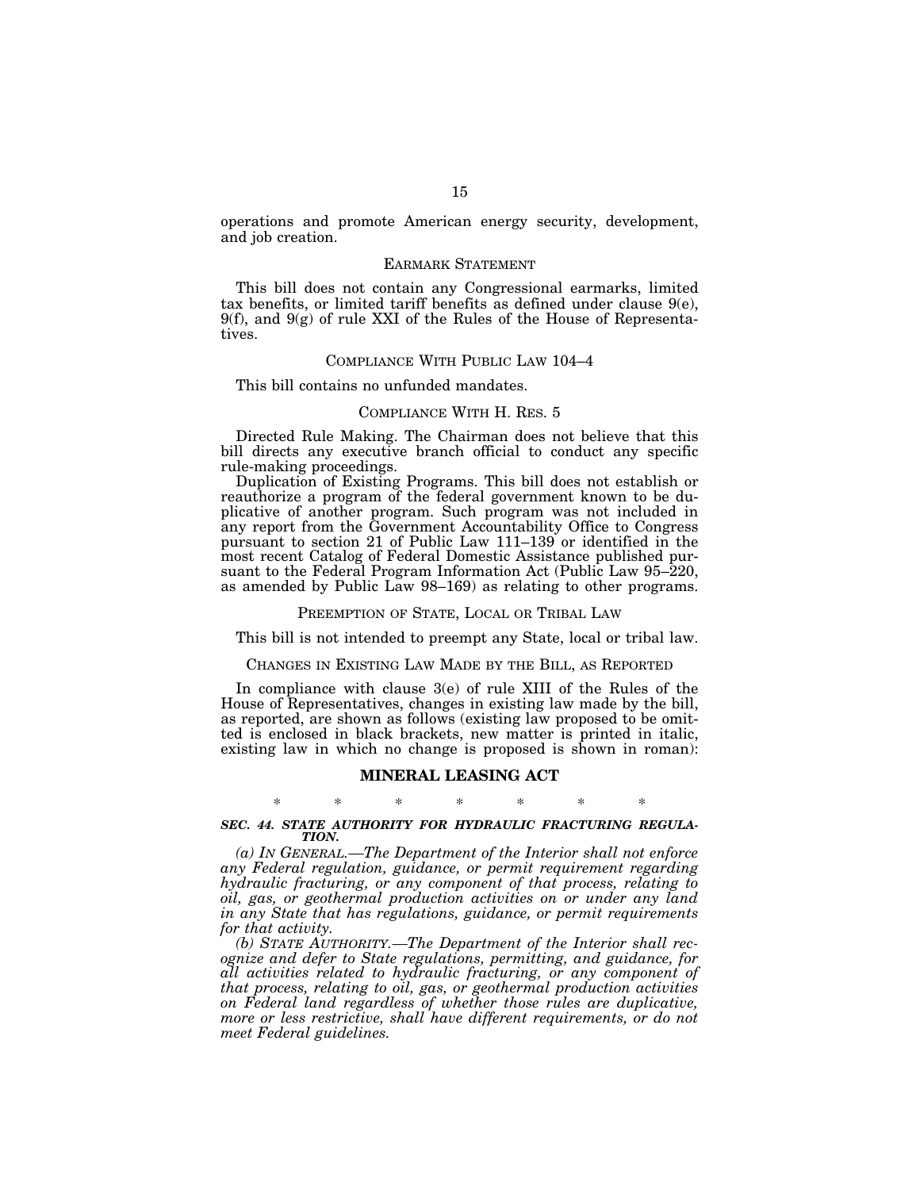operations and promote American energy security, development, and job creation.

## EARMARK STATEMENT

This bill does not contain any Congressional earmarks, limited tax benefits, or limited tariff benefits as defined under clause 9(e), 9(f), and 9(g) of rule XXI of the Rules of the House of Representatives.

## COMPLIANCE WITH PUBLIC LAW 104–4

This bill contains no unfunded mandates.

## COMPLIANCE WITH H. RES. 5

Directed Rule Making. The Chairman does not believe that this bill directs any executive branch official to conduct any specific rule-making proceedings.

Duplication of Existing Programs. This bill does not establish or reauthorize a program of the federal government known to be duplicative of another program. Such program was not included in any report from the Government Accountability Office to Congress pursuant to section 21 of Public Law 111–139 or identified in the most recent Catalog of Federal Domestic Assistance published pursuant to the Federal Program Information Act (Public Law 95–220, as amended by Public Law 98–169) as relating to other programs.

## PREEMPTION OF STATE, LOCAL OR TRIBAL LAW

This bill is not intended to preempt any State, local or tribal law.

## CHANGES IN EXISTING LAW MADE BY THE BILL, AS REPORTED

In compliance with clause 3(e) of rule XIII of the Rules of the House of Representatives, changes in existing law made by the bill, as reported, are shown as follows (existing law proposed to be omitted is enclosed in black brackets, new matter is printed in italic, existing law in which no change is proposed is shown in roman):

## MINERAL LEASING ACT

\* \* \* \* \* \* \*

***SEC. 44. STATE AUTHORITY FOR HYDRAULIC FRACTURING REGULATION.***

*(a) IN GENERAL.—The Department of the Interior shall not enforce any Federal regulation, guidance, or permit requirement regarding hydraulic fracturing, or any component of that process, relating to oil, gas, or geothermal production activities on or under any land in any State that has regulations, guidance, or permit requirements for that activity.*

*(b) STATE AUTHORITY.—The Department of the Interior shall recognize and defer to State regulations, permitting, and guidance, for all activities related to hydraulic fracturing, or any component of that process, relating to oil, gas, or geothermal production activities on Federal land regardless of whether those rules are duplicative, more or less restrictive, shall have different requirements, or do not meet Federal guidelines.*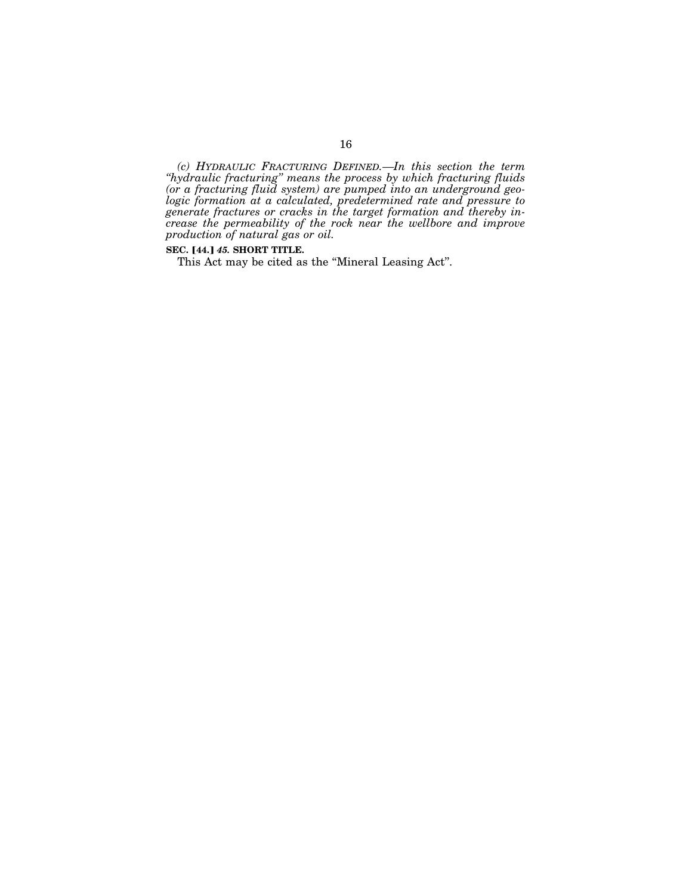*(c) HYDRAULIC FRACTURING DEFINED.—In this section the term "hydraulic fracturing" means the process by which fracturing fluids (or a fracturing fluid system) are pumped into an underground geologic formation at a calculated, predetermined rate and pressure to generate fractures or cracks in the target formation and thereby increase the permeability of the rock near the wellbore and improve production of natural gas or oil.*

**SEC. [44.] *45*. SHORT TITLE.**

This Act may be cited as the "Mineral Leasing Act".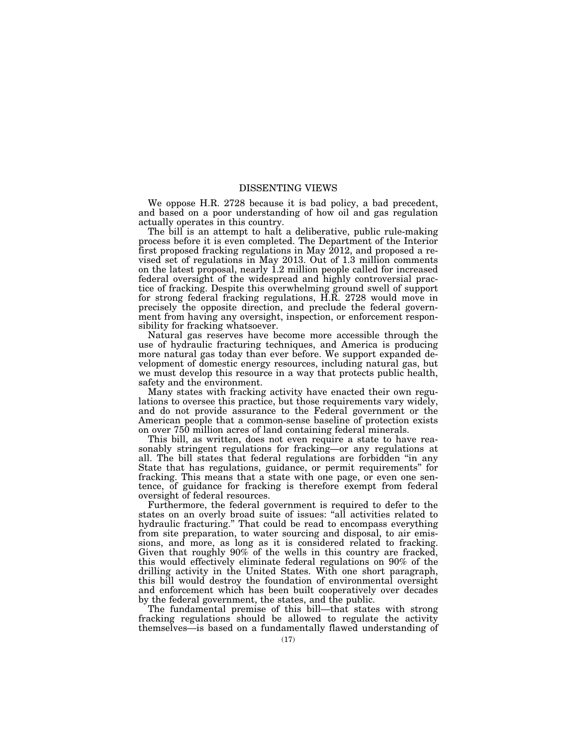# DISSENTING VIEWS

We oppose H.R. 2728 because it is bad policy, a bad precedent, and based on a poor understanding of how oil and gas regulation actually operates in this country.

The bill is an attempt to halt a deliberative, public rule-making process before it is even completed. The Department of the Interior first proposed fracking regulations in May 2012, and proposed a revised set of regulations in May 2013. Out of 1.3 million comments on the latest proposal, nearly 1.2 million people called for increased federal oversight of the widespread and highly controversial practice of fracking. Despite this overwhelming ground swell of support for strong federal fracking regulations, H.R. 2728 would move in precisely the opposite direction, and preclude the federal government from having any oversight, inspection, or enforcement responsibility for fracking whatsoever.

Natural gas reserves have become more accessible through the use of hydraulic fracturing techniques, and America is producing more natural gas today than ever before. We support expanded development of domestic energy resources, including natural gas, but we must develop this resource in a way that protects public health, safety and the environment.

Many states with fracking activity have enacted their own regulations to oversee this practice, but those requirements vary widely, and do not provide assurance to the Federal government or the American people that a common-sense baseline of protection exists on over 750 million acres of land containing federal minerals.

This bill, as written, does not even require a state to have reasonably stringent regulations for fracking—or any regulations at all. The bill states that federal regulations are forbidden "in any State that has regulations, guidance, or permit requirements" for fracking. This means that a state with one page, or even one sentence, of guidance for fracking is therefore exempt from federal oversight of federal resources.

Furthermore, the federal government is required to defer to the states on an overly broad suite of issues: "all activities related to hydraulic fracturing." That could be read to encompass everything from site preparation, to water sourcing and disposal, to air emissions, and more, as long as it is considered related to fracking. Given that roughly 90% of the wells in this country are fracked, this would effectively eliminate federal regulations on 90% of the drilling activity in the United States. With one short paragraph, this bill would destroy the foundation of environmental oversight and enforcement which has been built cooperatively over decades by the federal government, the states, and the public.

The fundamental premise of this bill—that states with strong fracking regulations should be allowed to regulate the activity themselves—is based on a fundamentally flawed understanding of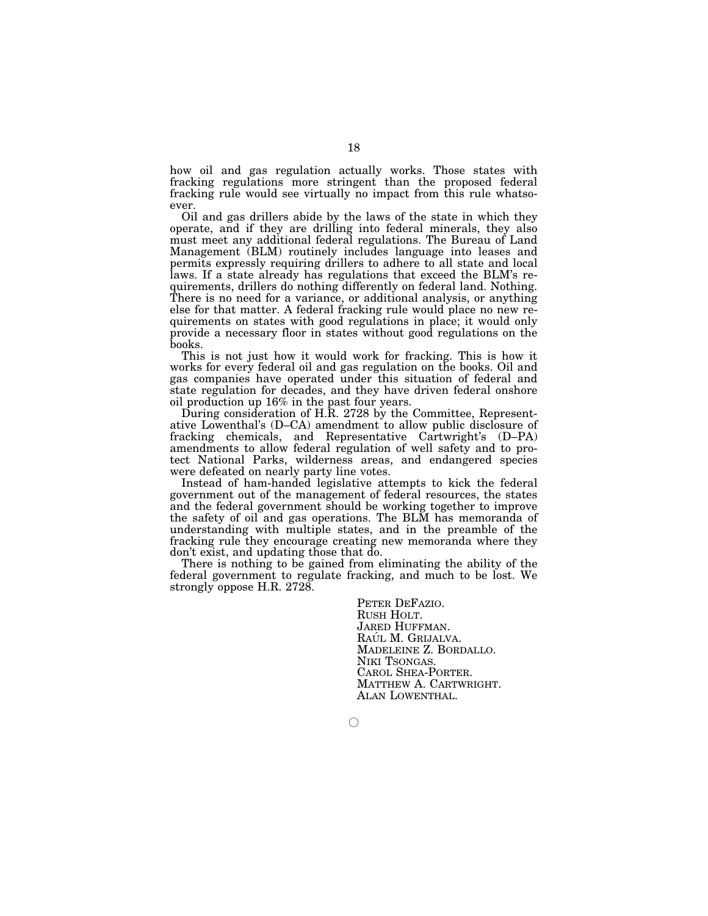how oil and gas regulation actually works. Those states with fracking regulations more stringent than the proposed federal fracking rule would see virtually no impact from this rule whatsoever.

Oil and gas drillers abide by the laws of the state in which they operate, and if they are drilling into federal minerals, they also must meet any additional federal regulations. The Bureau of Land Management (BLM) routinely includes language into leases and permits expressly requiring drillers to adhere to all state and local laws. If a state already has regulations that exceed the BLM's requirements, drillers do nothing differently on federal land. Nothing. There is no need for a variance, or additional analysis, or anything else for that matter. A federal fracking rule would place no new requirements on states with good regulations in place; it would only provide a necessary floor in states without good regulations on the books.

This is not just how it would work for fracking. This is how it works for every federal oil and gas regulation on the books. Oil and gas companies have operated under this situation of federal and state regulation for decades, and they have driven federal onshore oil production up 16% in the past four years.

During consideration of H.R. 2728 by the Committee, Representative Lowenthal's (D–CA) amendment to allow public disclosure of fracking chemicals, and Representative Cartwright's (D–PA) amendments to allow federal regulation of well safety and to protect National Parks, wilderness areas, and endangered species were defeated on nearly party line votes.

Instead of ham-handed legislative attempts to kick the federal government out of the management of federal resources, the states and the federal government should be working together to improve the safety of oil and gas operations. The BLM has memoranda of understanding with multiple states, and in the preamble of the fracking rule they encourage creating new memoranda where they don't exist, and updating those that do.

There is nothing to be gained from eliminating the ability of the federal government to regulate fracking, and much to be lost. We strongly oppose H.R. 2728.

PETER DEFAZIO.
RUSH HOLT.
JARED HUFFMAN.
RAÚL M. GRIJALVA.
MADELEINE Z. BORDALLO.
NIKI TSONGAS.
CAROL SHEA-PORTER.
MATTHEW A. CARTWRIGHT.
ALAN LOWENTHAL.